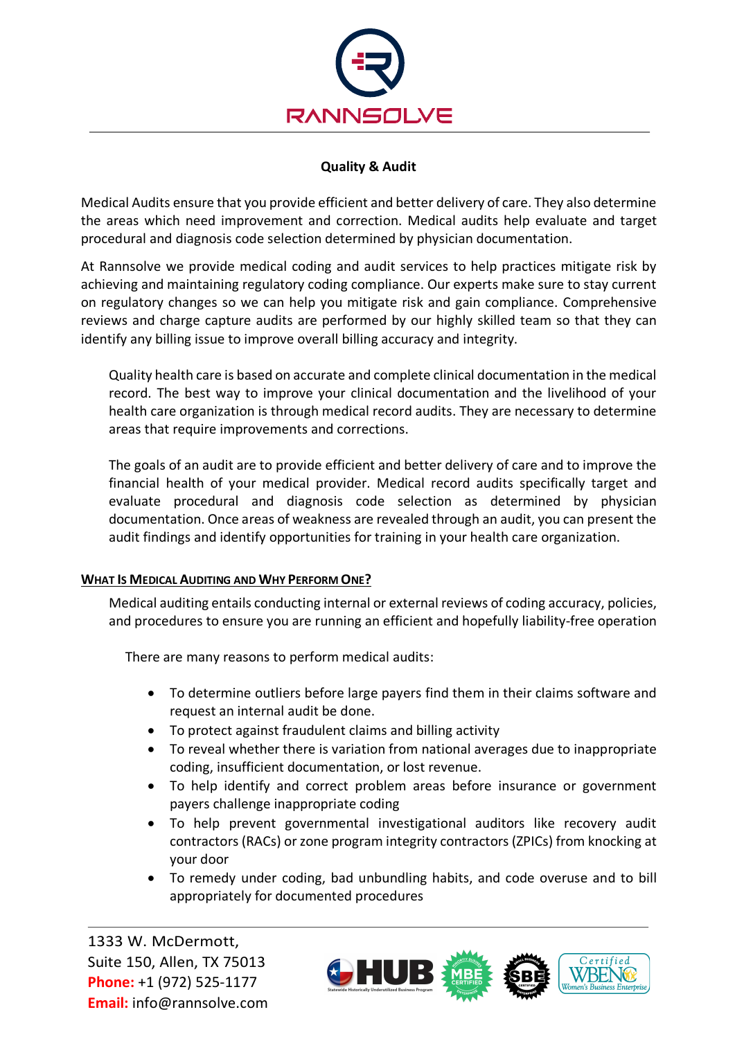**Quality & Audit**

Medical Audits ensure that you provide efficient and better delivery of care. They also determine the areas which need improvement and correction. Medical audits help evaluate and target procedural and diagnosis code selection determined by physician documentation.

At Rannsolve we provide medical coding and audit services to help practices mitigate risk by achieving and maintaining regulatory coding compliance. Our experts make sure to stay current on regulatory changes so we can help you mitigate risk and gain compliance. Comprehensive reviews and charge capture audits are performed by our highly skilled team so that they can identify any billing issue to improve overall billing accuracy and integrity.

Quality health care is based on accurate and complete clinical documentation in the medical record. The best way to improve your clinical documentation and the livelihood of your health care organization is through medical record audits. They are necessary to determine areas that require improvements and corrections.

The goals of an audit are to provide efficient and better delivery of care and to improve the financial health of your medical provider. Medical record audits specifically target and evaluate procedural and diagnosis code selection as determined by physician documentation. Once areas of weakness are revealed through an audit, you can present the audit findings and identify opportunities for training in your health care organization.

## WHAT IS MEDICAL AUDITING AND WHY PERFORM ONE?

Medical auditing entails conducting internal or external reviews of coding accuracy, policies, and procedures to ensure you are running an efficient and hopefully liability-free operation

There are many reasons to perform medical audits:

- To determine outliers before large payers find them in their claims software and request an internal audit be done.
- To protect against fraudulent claims and billing activity
- To reveal whether there is variation from national averages due to inappropriate coding, insufficient documentation, or lost revenue.
- To help identify and correct problem areas before insurance or government payers challenge inappropriate coding
- To help prevent governmental investigational auditors like recovery audit contractors (RACs) or zone program integrity contractors (ZPICs) from knocking at your door
- To remedy under coding, bad unbundling habits, and code overuse and to bill appropriately for documented procedures

1333 W. McDermott,
Suite 150, Allen, TX 75013
**Phone:** +1 (972) 525-1177
**Email:** info@rannsolve.com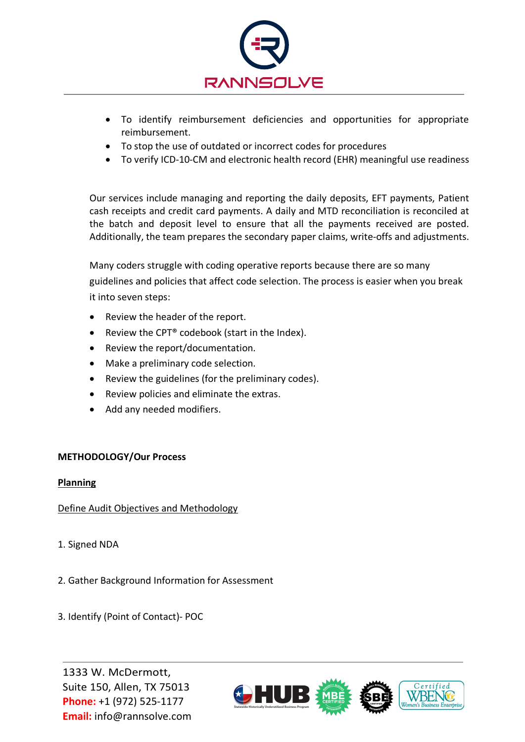- To identify reimbursement deficiencies and opportunities for appropriate reimbursement.
- To stop the use of outdated or incorrect codes for procedures
- To verify ICD-10-CM and electronic health record (EHR) meaningful use readiness

Our services include managing and reporting the daily deposits, EFT payments, Patient cash receipts and credit card payments. A daily and MTD reconciliation is reconciled at the batch and deposit level to ensure that all the payments received are posted. Additionally, the team prepares the secondary paper claims, write-offs and adjustments.

Many coders struggle with coding operative reports because there are so many guidelines and policies that affect code selection. The process is easier when you break it into seven steps:

- Review the header of the report.
- Review the CPT® codebook (start in the Index).
- Review the report/documentation.
- Make a preliminary code selection.
- Review the guidelines (for the preliminary codes).
- Review policies and eliminate the extras.
- Add any needed modifiers.

**METHODOLOGY/Our Process**

**Planning**

Define Audit Objectives and Methodology

1. Signed NDA

2. Gather Background Information for Assessment

3. Identify (Point of Contact)- POC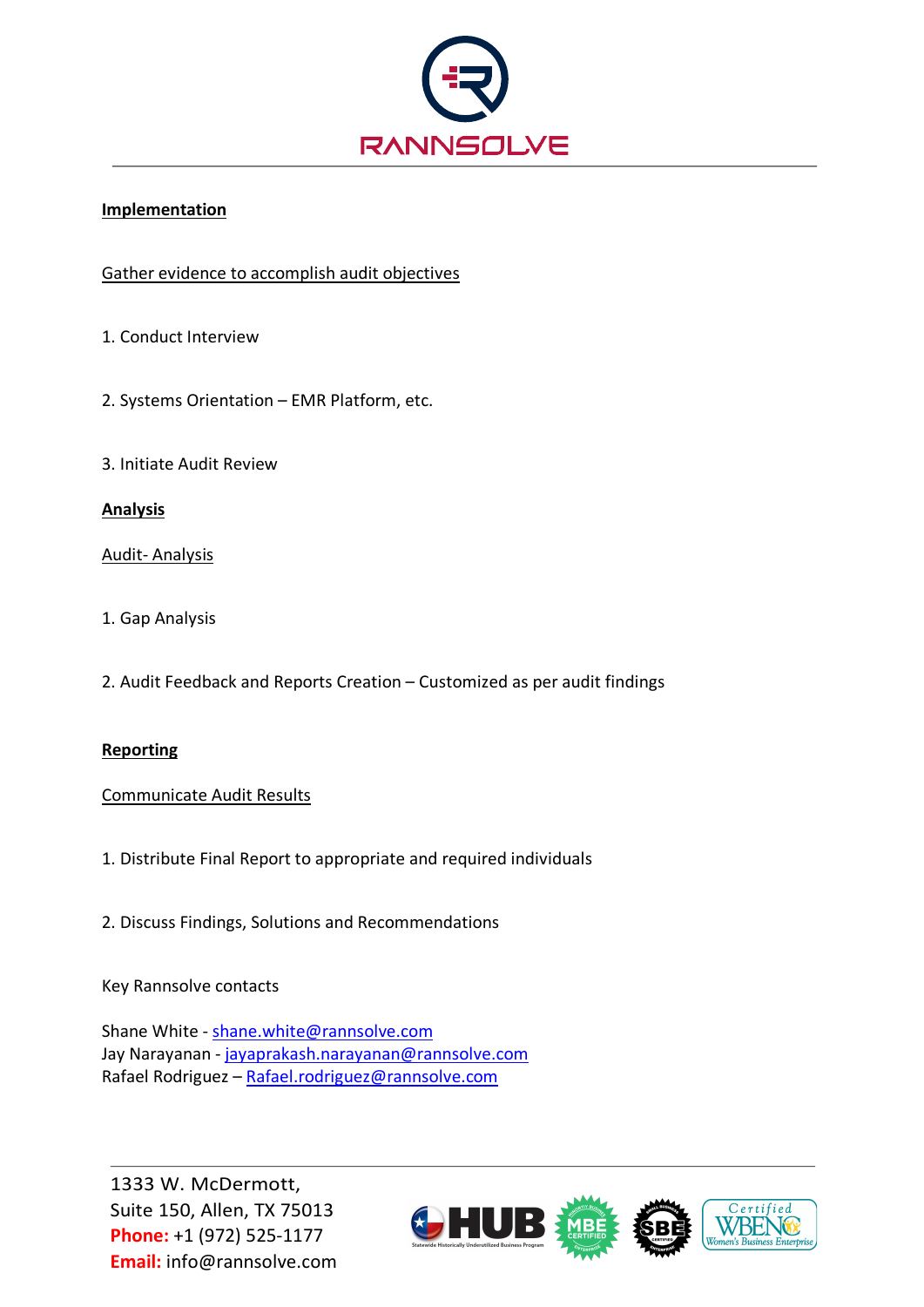**Implementation**

Gather evidence to accomplish audit objectives

1. Conduct Interview

2. Systems Orientation – EMR Platform, etc.

3. Initiate Audit Review

**Analysis**

Audit- Analysis

1. Gap Analysis

2. Audit Feedback and Reports Creation – Customized as per audit findings

**Reporting**

Communicate Audit Results

1. Distribute Final Report to appropriate and required individuals

2. Discuss Findings, Solutions and Recommendations

Key Rannsolve contacts

Shane White - shane.white@rannsolve.com
Jay Narayanan - jayaprakash.narayanan@rannsolve.com
Rafael Rodriguez – Rafael.rodriguez@rannsolve.com

1333 W. McDermott,
Suite 150, Allen, TX 75013
**Phone:** +1 (972) 525-1177
**Email:** info@rannsolve.com